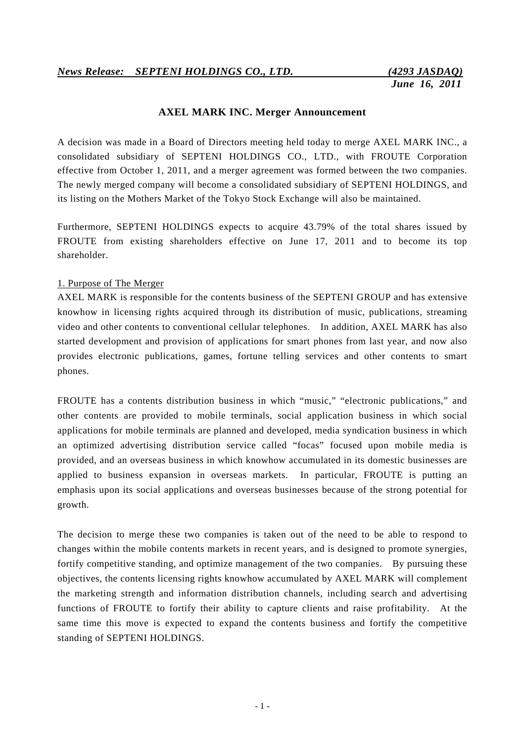***News Release: SEPTENI HOLDINGS CO., LTD.*** ***(4293 JASDAQ)***
***June 16, 2011***

# AXEL MARK INC. Merger Announcement

A decision was made in a Board of Directors meeting held today to merge AXEL MARK INC., a consolidated subsidiary of SEPTENI HOLDINGS CO., LTD., with FROUTE Corporation effective from October 1, 2011, and a merger agreement was formed between the two companies. The newly merged company will become a consolidated subsidiary of SEPTENI HOLDINGS, and its listing on the Mothers Market of the Tokyo Stock Exchange will also be maintained.

Furthermore, SEPTENI HOLDINGS expects to acquire 43.79% of the total shares issued by FROUTE from existing shareholders effective on June 17, 2011 and to become its top shareholder.

## 1. Purpose of The Merger

AXEL MARK is responsible for the contents business of the SEPTENI GROUP and has extensive knowhow in licensing rights acquired through its distribution of music, publications, streaming video and other contents to conventional cellular telephones. In addition, AXEL MARK has also started development and provision of applications for smart phones from last year, and now also provides electronic publications, games, fortune telling services and other contents to smart phones.

FROUTE has a contents distribution business in which "music," "electronic publications," and other contents are provided to mobile terminals, social application business in which social applications for mobile terminals are planned and developed, media syndication business in which an optimized advertising distribution service called "focas" focused upon mobile media is provided, and an overseas business in which knowhow accumulated in its domestic businesses are applied to business expansion in overseas markets. In particular, FROUTE is putting an emphasis upon its social applications and overseas businesses because of the strong potential for growth.

The decision to merge these two companies is taken out of the need to be able to respond to changes within the mobile contents markets in recent years, and is designed to promote synergies, fortify competitive standing, and optimize management of the two companies. By pursuing these objectives, the contents licensing rights knowhow accumulated by AXEL MARK will complement the marketing strength and information distribution channels, including search and advertising functions of FROUTE to fortify their ability to capture clients and raise profitability. At the same time this move is expected to expand the contents business and fortify the competitive standing of SEPTENI HOLDINGS.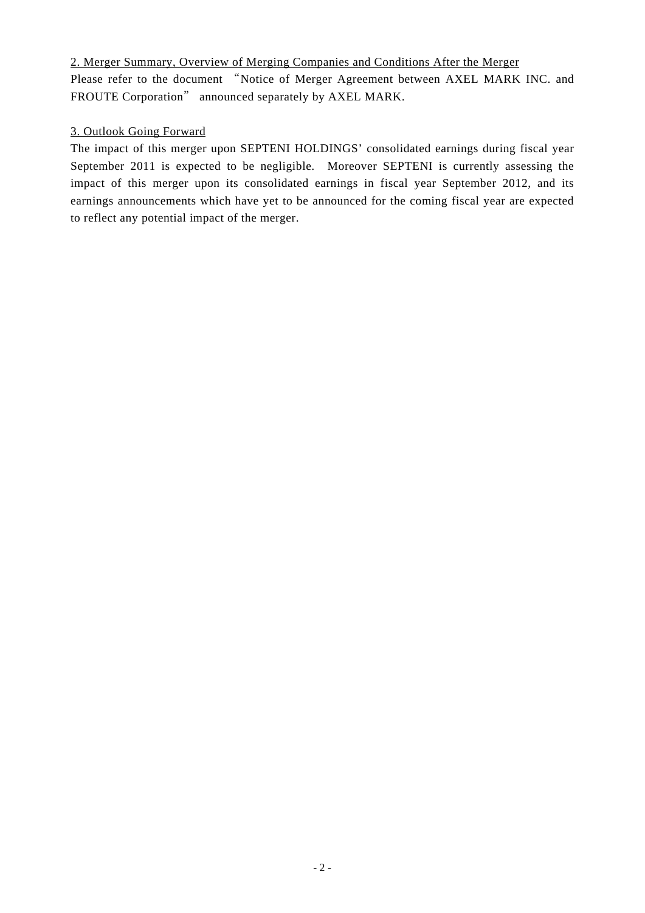## 2. Merger Summary, Overview of Merging Companies and Conditions After the Merger

Please refer to the document "Notice of Merger Agreement between AXEL MARK INC. and FROUTE Corporation" announced separately by AXEL MARK.

## 3. Outlook Going Forward

The impact of this merger upon SEPTENI HOLDINGS' consolidated earnings during fiscal year September 2011 is expected to be negligible. Moreover SEPTENI is currently assessing the impact of this merger upon its consolidated earnings in fiscal year September 2012, and its earnings announcements which have yet to be announced for the coming fiscal year are expected to reflect any potential impact of the merger.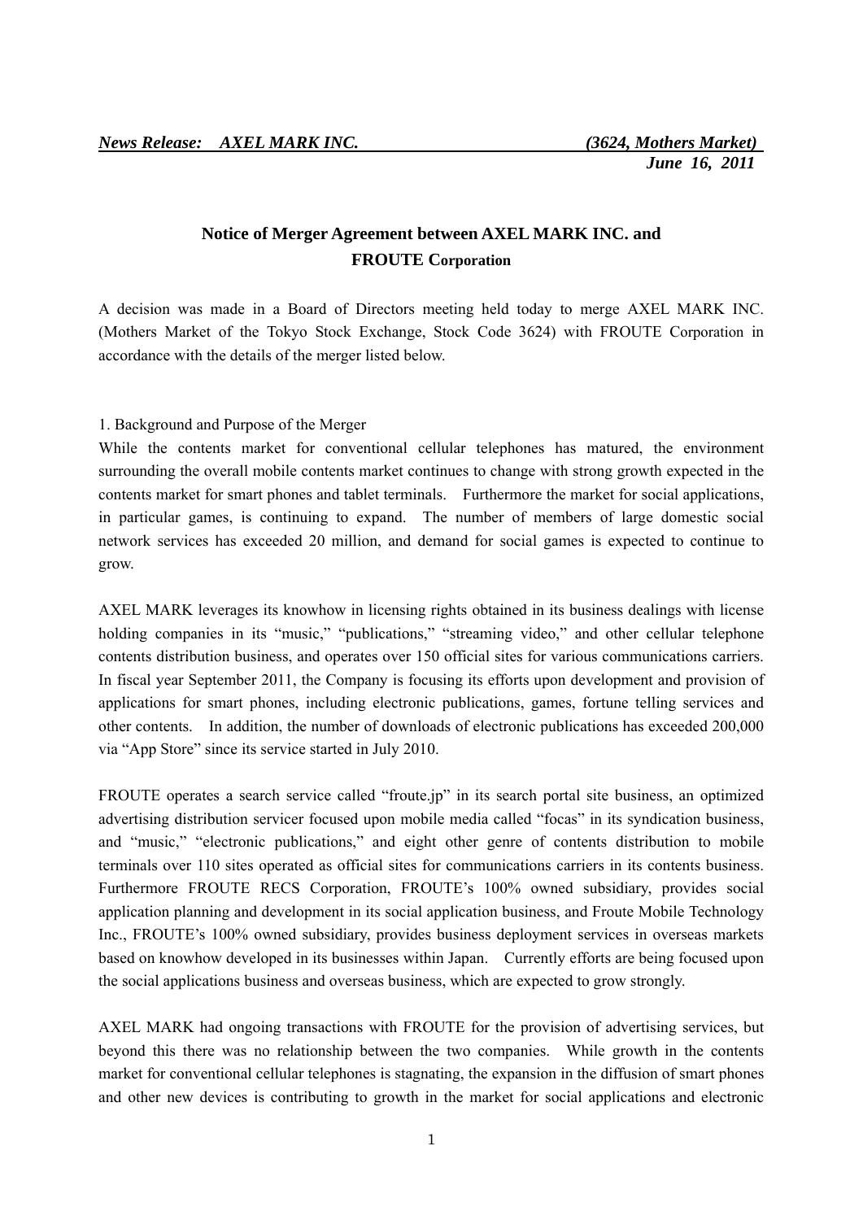*News Release: AXEL MARK INC. (3624, Mothers Market)*
*June 16, 2011*

## Notice of Merger Agreement between AXEL MARK INC. and FROUTE Corporation

A decision was made in a Board of Directors meeting held today to merge AXEL MARK INC. (Mothers Market of the Tokyo Stock Exchange, Stock Code 3624) with FROUTE Corporation in accordance with the details of the merger listed below.

1. Background and Purpose of the Merger

While the contents market for conventional cellular telephones has matured, the environment surrounding the overall mobile contents market continues to change with strong growth expected in the contents market for smart phones and tablet terminals. Furthermore the market for social applications, in particular games, is continuing to expand. The number of members of large domestic social network services has exceeded 20 million, and demand for social games is expected to continue to grow.

AXEL MARK leverages its knowhow in licensing rights obtained in its business dealings with license holding companies in its “music,” “publications,” “streaming video,” and other cellular telephone contents distribution business, and operates over 150 official sites for various communications carriers. In fiscal year September 2011, the Company is focusing its efforts upon development and provision of applications for smart phones, including electronic publications, games, fortune telling services and other contents. In addition, the number of downloads of electronic publications has exceeded 200,000 via “App Store” since its service started in July 2010.

FROUTE operates a search service called “froute.jp” in its search portal site business, an optimized advertising distribution servicer focused upon mobile media called “focas” in its syndication business, and “music,” “electronic publications,” and eight other genre of contents distribution to mobile terminals over 110 sites operated as official sites for communications carriers in its contents business. Furthermore FROUTE RECS Corporation, FROUTE’s 100% owned subsidiary, provides social application planning and development in its social application business, and Froute Mobile Technology Inc., FROUTE’s 100% owned subsidiary, provides business deployment services in overseas markets based on knowhow developed in its businesses within Japan. Currently efforts are being focused upon the social applications business and overseas business, which are expected to grow strongly.

AXEL MARK had ongoing transactions with FROUTE for the provision of advertising services, but beyond this there was no relationship between the two companies. While growth in the contents market for conventional cellular telephones is stagnating, the expansion in the diffusion of smart phones and other new devices is contributing to growth in the market for social applications and electronic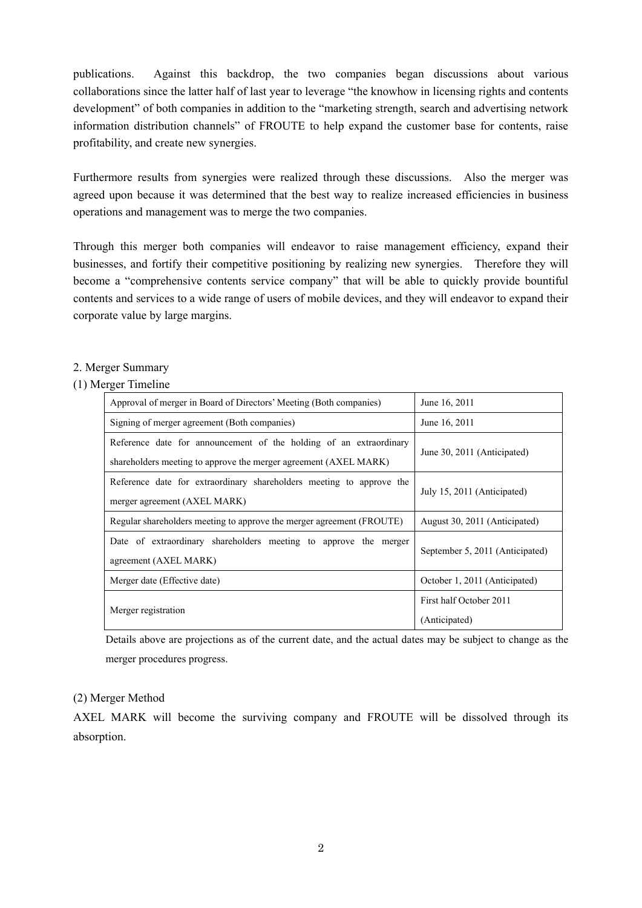publications. Against this backdrop, the two companies began discussions about various collaborations since the latter half of last year to leverage "the knowhow in licensing rights and contents development" of both companies in addition to the "marketing strength, search and advertising network information distribution channels" of FROUTE to help expand the customer base for contents, raise profitability, and create new synergies.

Furthermore results from synergies were realized through these discussions. Also the merger was agreed upon because it was determined that the best way to realize increased efficiencies in business operations and management was to merge the two companies.

Through this merger both companies will endeavor to raise management efficiency, expand their businesses, and fortify their competitive positioning by realizing new synergies. Therefore they will become a "comprehensive contents service company" that will be able to quickly provide bountiful contents and services to a wide range of users of mobile devices, and they will endeavor to expand their corporate value by large margins.

## 2. Merger Summary

### (1) Merger Timeline

| | |
|---|---|
| Approval of merger in Board of Directors' Meeting (Both companies) | June 16, 2011 |
| Signing of merger agreement (Both companies) | June 16, 2011 |
| Reference date for announcement of the holding of an extraordinary shareholders meeting to approve the merger agreement (AXEL MARK) | June 30, 2011 (Anticipated) |
| Reference date for extraordinary shareholders meeting to approve the merger agreement (AXEL MARK) | July 15, 2011 (Anticipated) |
| Regular shareholders meeting to approve the merger agreement (FROUTE) | August 30, 2011 (Anticipated) |
| Date of extraordinary shareholders meeting to approve the merger agreement (AXEL MARK) | September 5, 2011 (Anticipated) |
| Merger date (Effective date) | October 1, 2011 (Anticipated) |
| Merger registration | First half October 2011 (Anticipated) |

Details above are projections as of the current date, and the actual dates may be subject to change as the merger procedures progress.

### (2) Merger Method

AXEL MARK will become the surviving company and FROUTE will be dissolved through its absorption.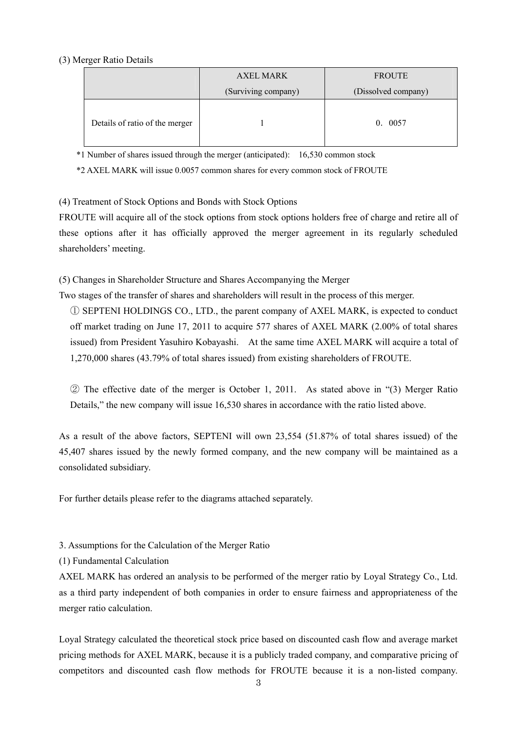(3) Merger Ratio Details

| | AXEL MARK<br>(Surviving company) | FROUTE<br>(Dissolved company) |
|---|---|---|
| Details of ratio of the merger | 1 | 0．0057 |

*1 Number of shares issued through the merger (anticipated):　16,530 common stock

*2 AXEL MARK will issue 0.0057 common shares for every common stock of FROUTE

(4) Treatment of Stock Options and Bonds with Stock Options

FROUTE will acquire all of the stock options from stock options holders free of charge and retire all of these options after it has officially approved the merger agreement in its regularly scheduled shareholders' meeting.

(5) Changes in Shareholder Structure and Shares Accompanying the Merger

Two stages of the transfer of shares and shareholders will result in the process of this merger.

① SEPTENI HOLDINGS CO., LTD., the parent company of AXEL MARK, is expected to conduct off market trading on June 17, 2011 to acquire 577 shares of AXEL MARK (2.00% of total shares issued) from President Yasuhiro Kobayashi.　At the same time AXEL MARK will acquire a total of 1,270,000 shares (43.79% of total shares issued) from existing shareholders of FROUTE.

② The effective date of the merger is October 1, 2011.　As stated above in "(3) Merger Ratio Details," the new company will issue 16,530 shares in accordance with the ratio listed above.

As a result of the above factors, SEPTENI will own 23,554 (51.87% of total shares issued) of the 45,407 shares issued by the newly formed company, and the new company will be maintained as a consolidated subsidiary.

For further details please refer to the diagrams attached separately.

3. Assumptions for the Calculation of the Merger Ratio

(1) Fundamental Calculation

AXEL MARK has ordered an analysis to be performed of the merger ratio by Loyal Strategy Co., Ltd. as a third party independent of both companies in order to ensure fairness and appropriateness of the merger ratio calculation.

Loyal Strategy calculated the theoretical stock price based on discounted cash flow and average market pricing methods for AXEL MARK, because it is a publicly traded company, and comparative pricing of competitors and discounted cash flow methods for FROUTE because it is a non-listed company.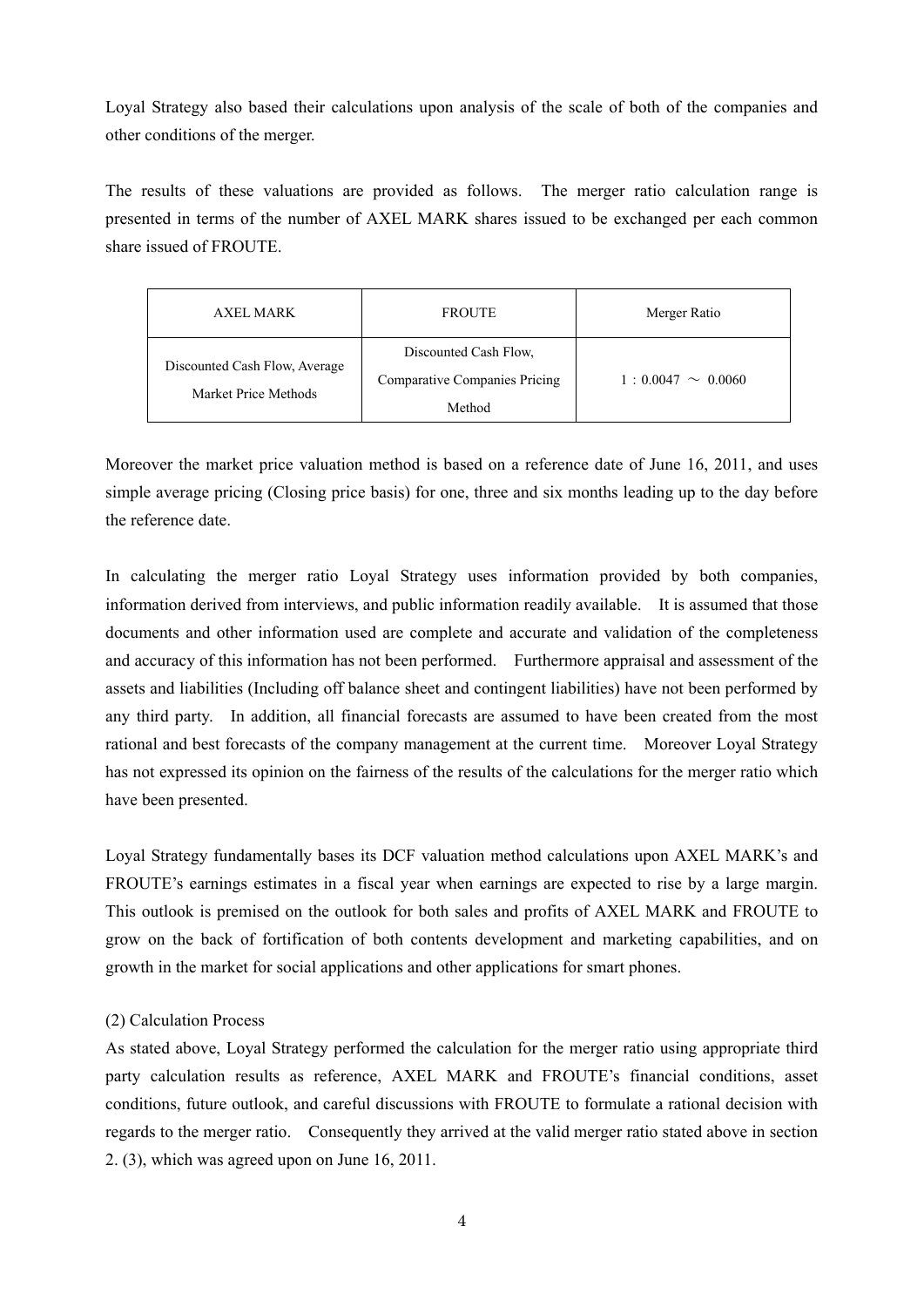Loyal Strategy also based their calculations upon analysis of the scale of both of the companies and other conditions of the merger.

The results of these valuations are provided as follows. The merger ratio calculation range is presented in terms of the number of AXEL MARK shares issued to be exchanged per each common share issued of FROUTE.

| AXEL MARK | FROUTE | Merger Ratio |
| --- | --- | --- |
| Discounted Cash Flow, Average Market Price Methods | Discounted Cash Flow, Comparative Companies Pricing Method | 1：0.0047 ～ 0.0060 |

Moreover the market price valuation method is based on a reference date of June 16, 2011, and uses simple average pricing (Closing price basis) for one, three and six months leading up to the day before the reference date.

In calculating the merger ratio Loyal Strategy uses information provided by both companies, information derived from interviews, and public information readily available. It is assumed that those documents and other information used are complete and accurate and validation of the completeness and accuracy of this information has not been performed. Furthermore appraisal and assessment of the assets and liabilities (Including off balance sheet and contingent liabilities) have not been performed by any third party. In addition, all financial forecasts are assumed to have been created from the most rational and best forecasts of the company management at the current time. Moreover Loyal Strategy has not expressed its opinion on the fairness of the results of the calculations for the merger ratio which have been presented.

Loyal Strategy fundamentally bases its DCF valuation method calculations upon AXEL MARK's and FROUTE's earnings estimates in a fiscal year when earnings are expected to rise by a large margin. This outlook is premised on the outlook for both sales and profits of AXEL MARK and FROUTE to grow on the back of fortification of both contents development and marketing capabilities, and on growth in the market for social applications and other applications for smart phones.

(2) Calculation Process

As stated above, Loyal Strategy performed the calculation for the merger ratio using appropriate third party calculation results as reference, AXEL MARK and FROUTE's financial conditions, asset conditions, future outlook, and careful discussions with FROUTE to formulate a rational decision with regards to the merger ratio. Consequently they arrived at the valid merger ratio stated above in section 2. (3), which was agreed upon on June 16, 2011.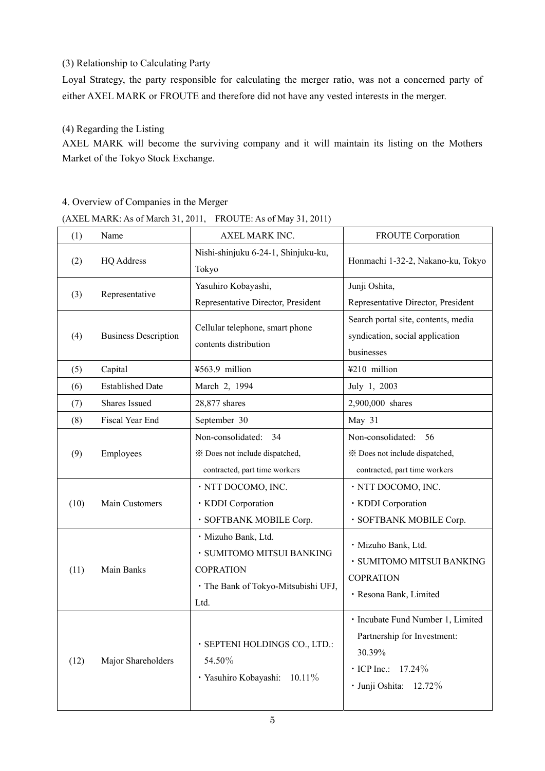(3) Relationship to Calculating Party

Loyal Strategy, the party responsible for calculating the merger ratio, was not a concerned party of either AXEL MARK or FROUTE and therefore did not have any vested interests in the merger.

(4) Regarding the Listing

AXEL MARK will become the surviving company and it will maintain its listing on the Mothers Market of the Tokyo Stock Exchange.

4. Overview of Companies in the Merger

(AXEL MARK: As of March 31, 2011,　FROUTE: As of May 31, 2011)

| (1) | Name | AXEL MARK INC. | FROUTE Corporation |
|---|---|---|---|
| (2) | HQ Address | Nishi-shinjuku 6-24-1, Shinjuku-ku, Tokyo | Honmachi 1-32-2, Nakano-ku, Tokyo |
| (3) | Representative | Yasuhiro Kobayashi, Representative Director, President | Junji Oshita, Representative Director, President |
| (4) | Business Description | Cellular telephone, smart phone contents distribution | Search portal site, contents, media syndication, social application businesses |
| (5) | Capital | ¥563.9 million | ¥210 million |
| (6) | Established Date | March 2, 1994 | July 1, 2003 |
| (7) | Shares Issued | 28,877 shares | 2,900,000 shares |
| (8) | Fiscal Year End | September 30 | May 31 |
| (9) | Employees | Non-consolidated: 34<br>※ Does not include dispatched, contracted, part time workers | Non-consolidated: 56<br>※ Does not include dispatched, contracted, part time workers |
| (10) | Main Customers | ・NTT DOCOMO, INC.<br>・KDDI Corporation<br>・SOFTBANK MOBILE Corp. | ・NTT DOCOMO, INC.<br>・KDDI Corporation<br>・SOFTBANK MOBILE Corp. |
| (11) | Main Banks | ・Mizuho Bank, Ltd.<br>・SUMITOMO MITSUI BANKING COPRATION<br>・The Bank of Tokyo-Mitsubishi UFJ, Ltd. | ・Mizuho Bank, Ltd.<br>・SUMITOMO MITSUI BANKING COPRATION<br>・Resona Bank, Limited |
| (12) | Major Shareholders | ・SEPTENI HOLDINGS CO., LTD.: 54.50％<br>・Yasuhiro Kobayashi: 10.11％ | ・Incubate Fund Number 1, Limited Partnership for Investment: 30.39%<br>・ICP Inc.: 17.24％<br>・Junji Oshita: 12.72％ |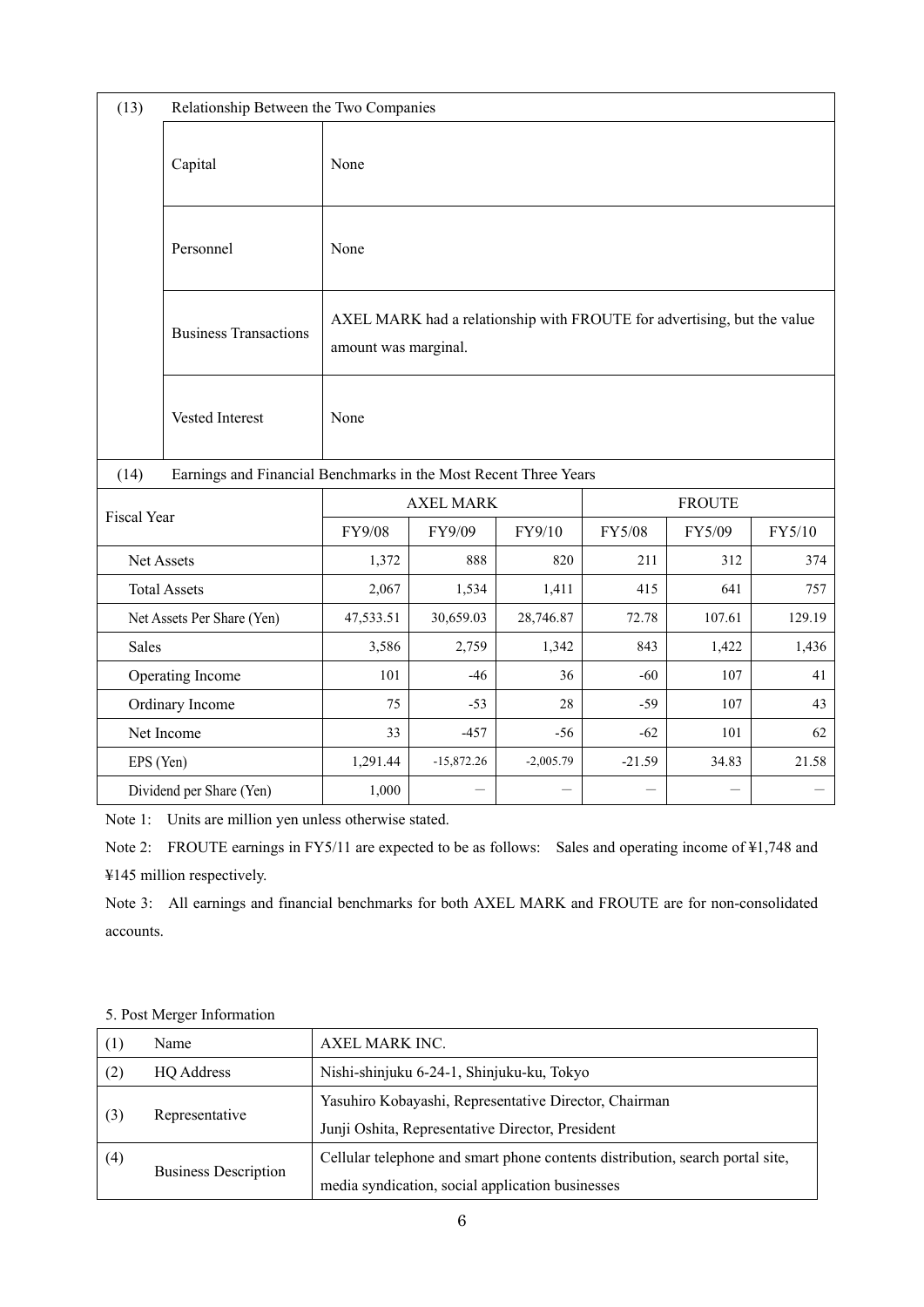| (13) | Relationship Between the Two Companies |
|---|---|
| Capital | None |
| Personnel | None |
| Business Transactions | AXEL MARK had a relationship with FROUTE for advertising, but the value amount was marginal. |
| Vested Interest | None |

(14) Earnings and Financial Benchmarks in the Most Recent Three Years

| Fiscal Year | AXEL MARK | | | FROUTE | | |
|---|---|---|---|---|---|---|
| | FY9/08 | FY9/09 | FY9/10 | FY5/08 | FY5/09 | FY5/10 |
| Net Assets | 1,372 | 888 | 820 | 211 | 312 | 374 |
| Total Assets | 2,067 | 1,534 | 1,411 | 415 | 641 | 757 |
| Net Assets Per Share (Yen) | 47,533.51 | 30,659.03 | 28,746.87 | 72.78 | 107.61 | 129.19 |
| Sales | 3,586 | 2,759 | 1,342 | 843 | 1,422 | 1,436 |
| Operating Income | 101 | -46 | 36 | -60 | 107 | 41 |
| Ordinary Income | 75 | -53 | 28 | -59 | 107 | 43 |
| Net Income | 33 | -457 | -56 | -62 | 101 | 62 |
| EPS (Yen) | 1,291.44 | -15,872.26 | -2,005.79 | -21.59 | 34.83 | 21.58 |
| Dividend per Share (Yen) | 1,000 | — | — | — | — | — |

Note 1: Units are million yen unless otherwise stated.

Note 2: FROUTE earnings in FY5/11 are expected to be as follows: Sales and operating income of ¥1,748 and ¥145 million respectively.

Note 3: All earnings and financial benchmarks for both AXEL MARK and FROUTE are for non-consolidated accounts.

5. Post Merger Information

| (1) | Name | AXEL MARK INC. |
|---|---|---|
| (2) | HQ Address | Nishi-shinjuku 6-24-1, Shinjuku-ku, Tokyo |
| (3) | Representative | Yasuhiro Kobayashi, Representative Director, Chairman<br>Junji Oshita, Representative Director, President |
| (4) | Business Description | Cellular telephone and smart phone contents distribution, search portal site, media syndication, social application businesses |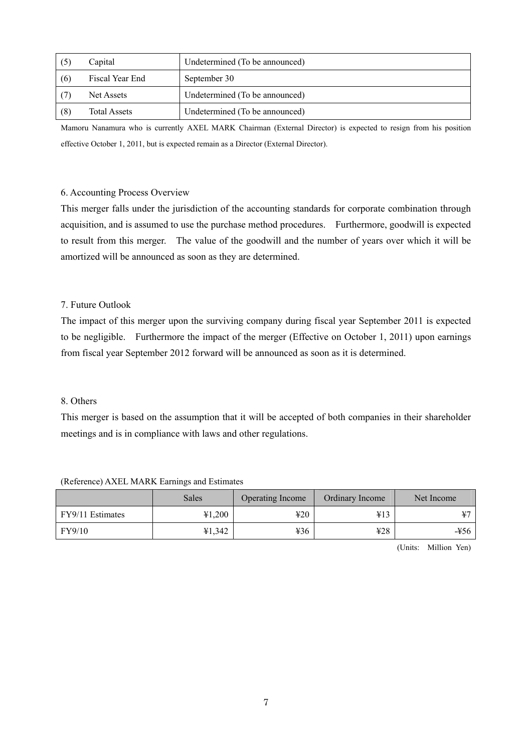| (5) | Capital | Undetermined (To be announced) |
|---|---|---|
| (6) | Fiscal Year End | September 30 |
| (7) | Net Assets | Undetermined (To be announced) |
| (8) | Total Assets | Undetermined (To be announced) |

Mamoru Nanamura who is currently AXEL MARK Chairman (External Director) is expected to resign from his position effective October 1, 2011, but is expected remain as a Director (External Director).

6. Accounting Process Overview

This merger falls under the jurisdiction of the accounting standards for corporate combination through acquisition, and is assumed to use the purchase method procedures. Furthermore, goodwill is expected to result from this merger. The value of the goodwill and the number of years over which it will be amortized will be announced as soon as they are determined.

7. Future Outlook

The impact of this merger upon the surviving company during fiscal year September 2011 is expected to be negligible. Furthermore the impact of the merger (Effective on October 1, 2011) upon earnings from fiscal year September 2012 forward will be announced as soon as it is determined.

8. Others

This merger is based on the assumption that it will be accepted of both companies in their shareholder meetings and is in compliance with laws and other regulations.

(Reference) AXEL MARK Earnings and Estimates

| | Sales | Operating Income | Ordinary Income | Net Income |
|---|---|---|---|---|
| FY9/11 Estimates | ¥1,200 | ¥20 | ¥13 | ¥7 |
| FY9/10 | ¥1,342 | ¥36 | ¥28 | -¥56 |

(Units: Million Yen)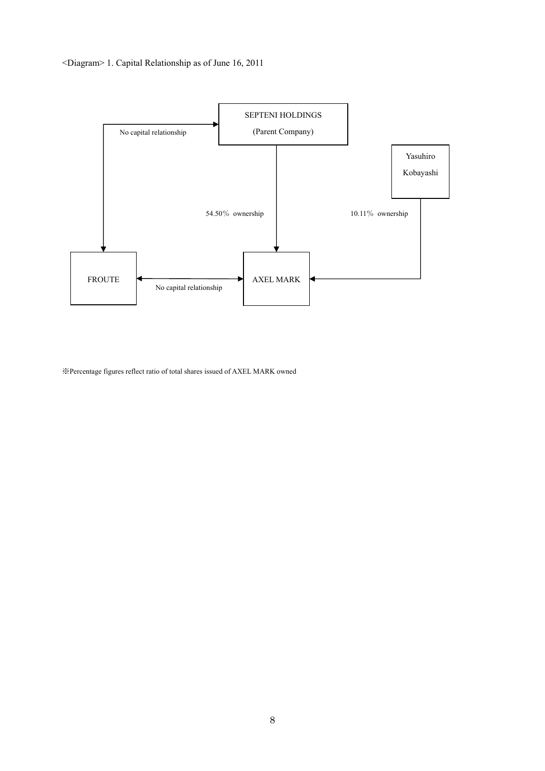<Diagram> 1. Capital Relationship as of June 16, 2011

SEPTENI HOLDINGS

(Parent Company)

No capital relationship

Yasuhiro Kobayashi

54.50% ownership

10.11% ownership

FROUTE

No capital relationship

AXEL MARK

※Percentage figures reflect ratio of total shares issued of AXEL MARK owned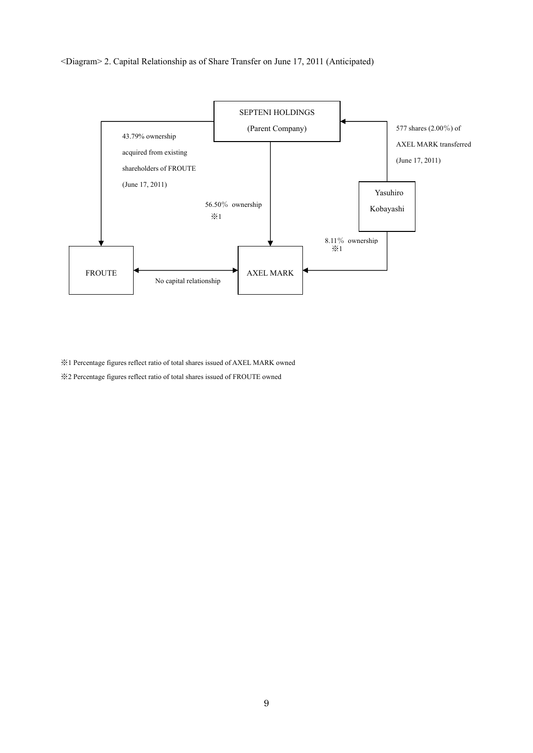<Diagram> 2. Capital Relationship as of Share Transfer on June 17, 2011 (Anticipated)

SEPTENI HOLDINGS (Parent Company)

43.79% ownership acquired from existing shareholders of FROUTE (June 17, 2011)

56.50% ownership ※1

577 shares (2.00%) of AXEL MARK transferred (June 17, 2011)

Yasuhiro Kobayashi

8.11% ownership ※1

FROUTE

No capital relationship

AXEL MARK

※1 Percentage figures reflect ratio of total shares issued of AXEL MARK owned

※2 Percentage figures reflect ratio of total shares issued of FROUTE owned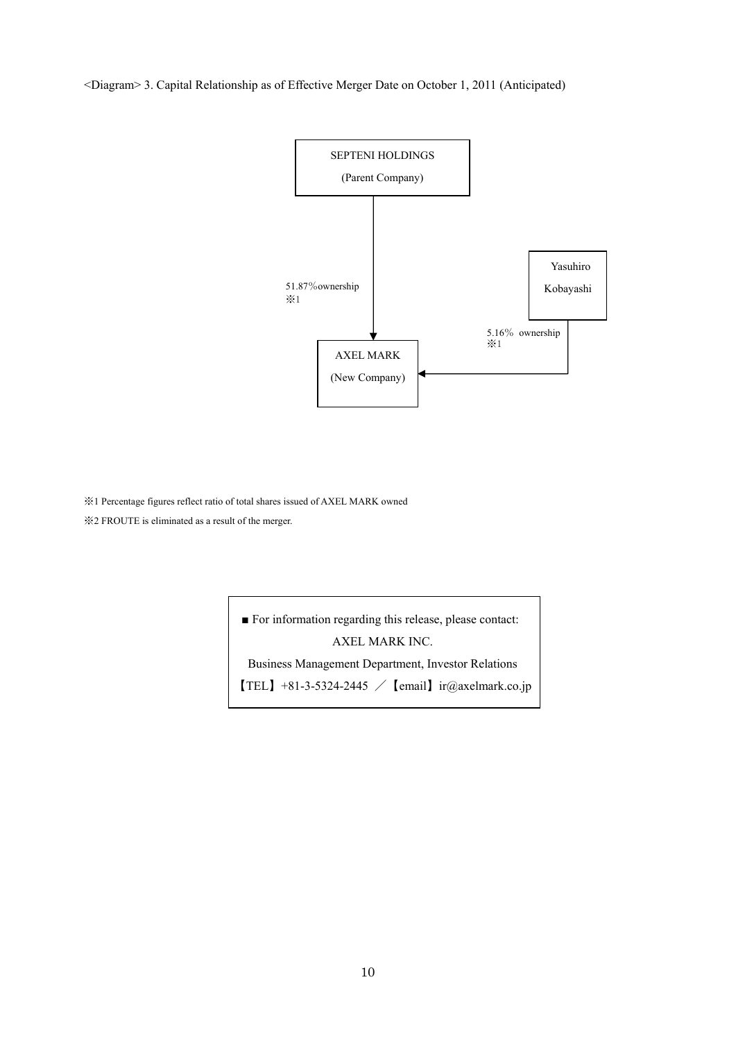<Diagram> 3. Capital Relationship as of Effective Merger Date on October 1, 2011 (Anticipated)

SEPTENI HOLDINGS

(Parent Company)

51.87%ownership
※1

Yasuhiro
Kobayashi

5.16% ownership
※1

AXEL MARK

(New Company)

※1 Percentage figures reflect ratio of total shares issued of AXEL MARK owned

※2 FROUTE is eliminated as a result of the merger.

■ For information regarding this release, please contact:

AXEL MARK INC.

Business Management Department, Investor Relations

【TEL】+81-3-5324-2445 ／【email】ir@axelmark.co.jp